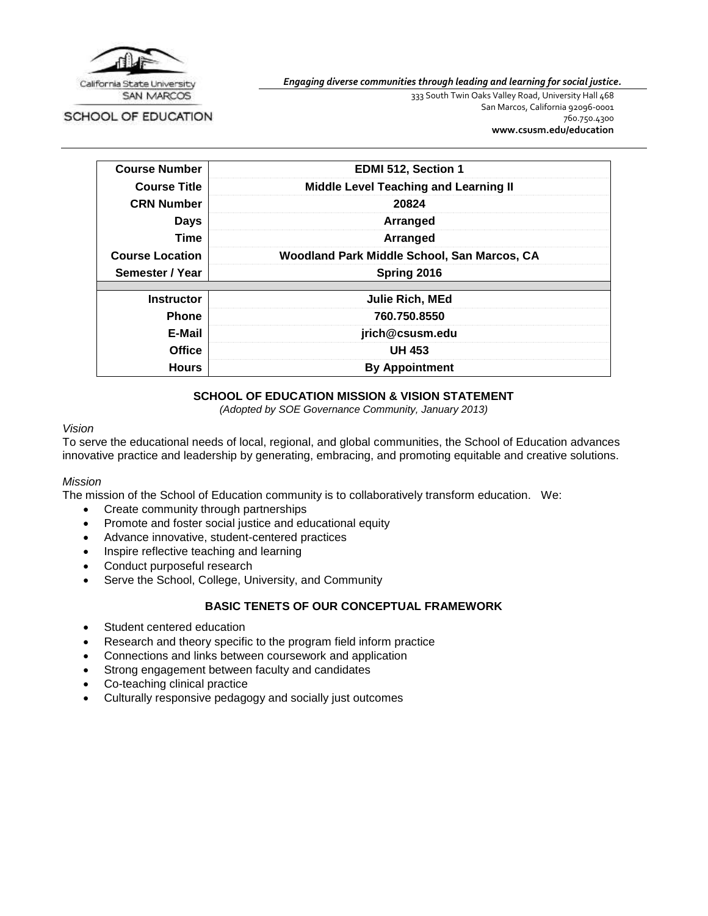California State University SAN MARCOS

SCHOOL OF EDUCATION

*Engaging diverse communities through leading and learning for social justice.*

333 South Twin Oaks Valley Road, University Hall 468
San Marcos, California 92096-0001
760.750.4300
**www.csusm.edu/education**

| | |
|---|---|
| **Course Number** | **EDMI 512, Section 1** |
| **Course Title** | **Middle Level Teaching and Learning II** |
| **CRN Number** | **20824** |
| **Days** | **Arranged** |
| **Time** | **Arranged** |
| **Course Location** | **Woodland Park Middle School, San Marcos, CA** |
| **Semester / Year** | **Spring 2016** |
| **Instructor** | **Julie Rich, MEd** |
| **Phone** | **760.750.8550** |
| **E-Mail** | **jrich@csusm.edu** |
| **Office** | **UH 453** |
| **Hours** | **By Appointment** |

## SCHOOL OF EDUCATION MISSION & VISION STATEMENT

*(Adopted by SOE Governance Community, January 2013)*

*Vision*

To serve the educational needs of local, regional, and global communities, the School of Education advances innovative practice and leadership by generating, embracing, and promoting equitable and creative solutions.

*Mission*

The mission of the School of Education community is to collaboratively transform education. We:

- Create community through partnerships
- Promote and foster social justice and educational equity
- Advance innovative, student-centered practices
- Inspire reflective teaching and learning
- Conduct purposeful research
- Serve the School, College, University, and Community

## BASIC TENETS OF OUR CONCEPTUAL FRAMEWORK

- Student centered education
- Research and theory specific to the program field inform practice
- Connections and links between coursework and application
- Strong engagement between faculty and candidates
- Co-teaching clinical practice
- Culturally responsive pedagogy and socially just outcomes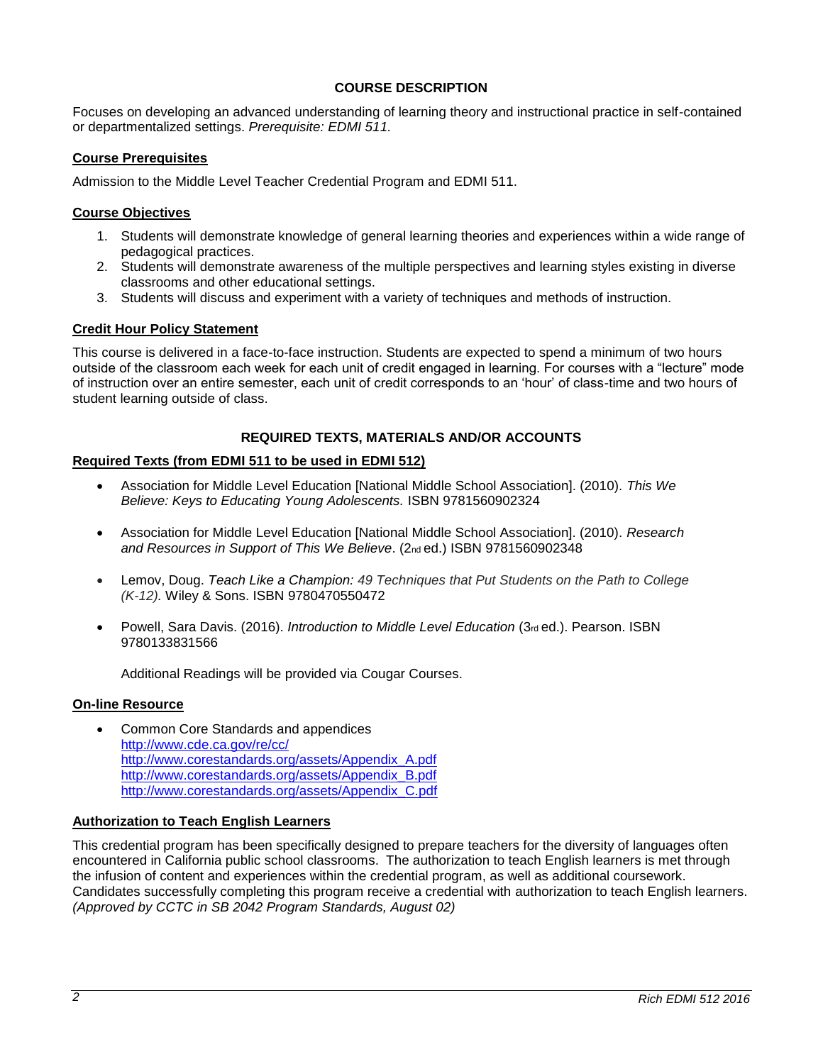## COURSE DESCRIPTION

Focuses on developing an advanced understanding of learning theory and instructional practice in self-contained or departmentalized settings. *Prerequisite: EDMI 511.*

### Course Prerequisites

Admission to the Middle Level Teacher Credential Program and EDMI 511.

### Course Objectives

1. Students will demonstrate knowledge of general learning theories and experiences within a wide range of pedagogical practices.
2. Students will demonstrate awareness of the multiple perspectives and learning styles existing in diverse classrooms and other educational settings.
3. Students will discuss and experiment with a variety of techniques and methods of instruction.

### Credit Hour Policy Statement

This course is delivered in a face-to-face instruction. Students are expected to spend a minimum of two hours outside of the classroom each week for each unit of credit engaged in learning. For courses with a "lecture" mode of instruction over an entire semester, each unit of credit corresponds to an 'hour' of class-time and two hours of student learning outside of class.

## REQUIRED TEXTS, MATERIALS AND/OR ACCOUNTS

### Required Texts (from EDMI 511 to be used in EDMI 512)

- Association for Middle Level Education [National Middle School Association]. (2010). *This We Believe: Keys to Educating Young Adolescents.* ISBN 9781560902324

- Association for Middle Level Education [National Middle School Association]. (2010). *Research and Resources in Support of This We Believe*. (2nd ed.) ISBN 9781560902348

- Lemov, Doug. *Teach Like a Champion: 49 Techniques that Put Students on the Path to College (K-12).* Wiley & Sons. ISBN 9780470550472

- Powell, Sara Davis. (2016). *Introduction to Middle Level Education* (3rd ed.). Pearson. ISBN 9780133831566

  Additional Readings will be provided via Cougar Courses.

### On-line Resource

- Common Core Standards and appendices
  http://www.cde.ca.gov/re/cc/
  http://www.corestandards.org/assets/Appendix_A.pdf
  http://www.corestandards.org/assets/Appendix_B.pdf
  http://www.corestandards.org/assets/Appendix_C.pdf

### Authorization to Teach English Learners

This credential program has been specifically designed to prepare teachers for the diversity of languages often encountered in California public school classrooms. The authorization to teach English learners is met through the infusion of content and experiences within the credential program, as well as additional coursework. Candidates successfully completing this program receive a credential with authorization to teach English learners. *(Approved by CCTC in SB 2042 Program Standards, August 02)*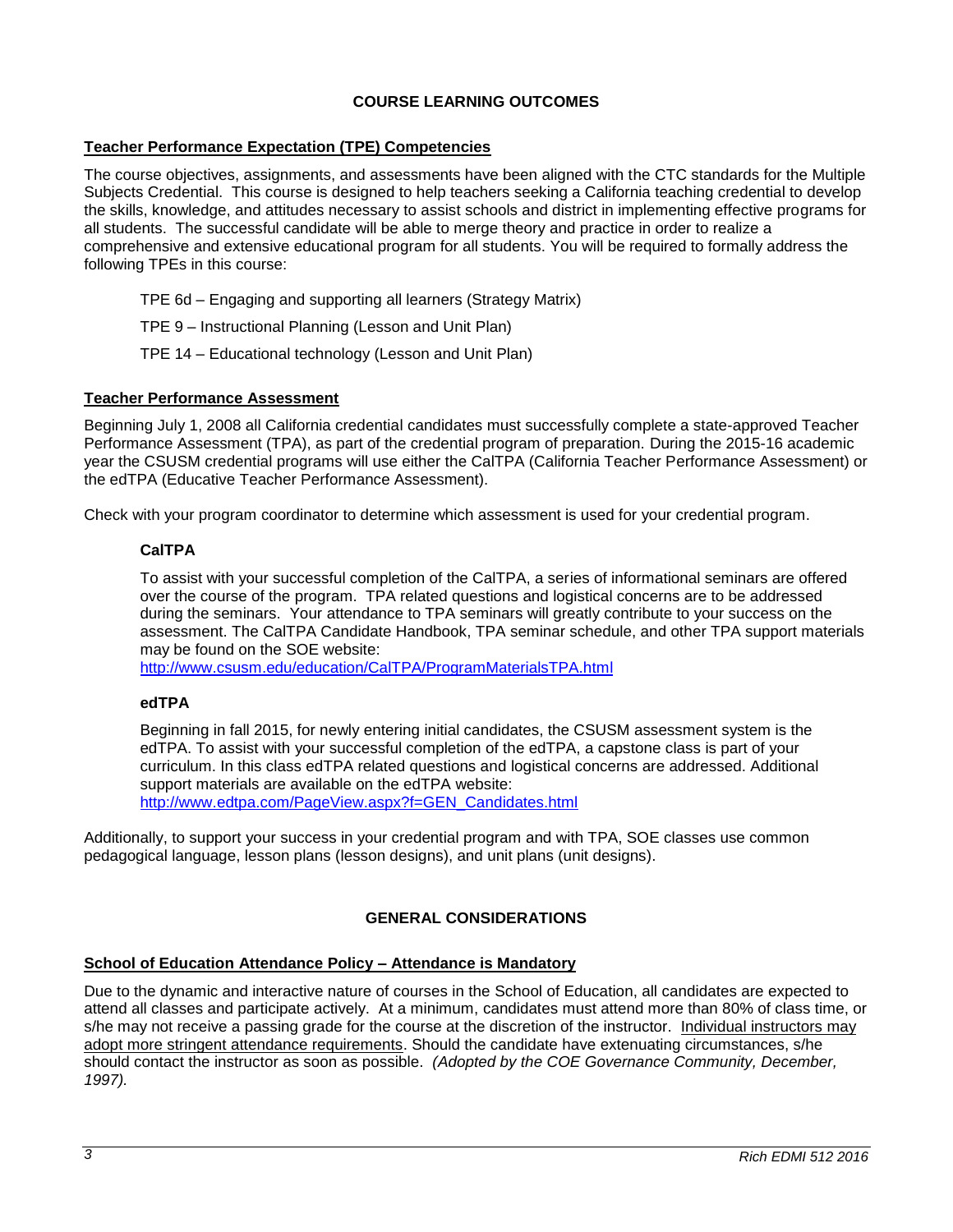## COURSE LEARNING OUTCOMES

### Teacher Performance Expectation (TPE) Competencies

The course objectives, assignments, and assessments have been aligned with the CTC standards for the Multiple Subjects Credential. This course is designed to help teachers seeking a California teaching credential to develop the skills, knowledge, and attitudes necessary to assist schools and district in implementing effective programs for all students. The successful candidate will be able to merge theory and practice in order to realize a comprehensive and extensive educational program for all students. You will be required to formally address the following TPEs in this course:

TPE 6d – Engaging and supporting all learners (Strategy Matrix)

TPE 9 – Instructional Planning (Lesson and Unit Plan)

TPE 14 – Educational technology (Lesson and Unit Plan)

### Teacher Performance Assessment

Beginning July 1, 2008 all California credential candidates must successfully complete a state-approved Teacher Performance Assessment (TPA), as part of the credential program of preparation. During the 2015-16 academic year the CSUSM credential programs will use either the CalTPA (California Teacher Performance Assessment) or the edTPA (Educative Teacher Performance Assessment).

Check with your program coordinator to determine which assessment is used for your credential program.

#### CalTPA

To assist with your successful completion of the CalTPA, a series of informational seminars are offered over the course of the program. TPA related questions and logistical concerns are to be addressed during the seminars. Your attendance to TPA seminars will greatly contribute to your success on the assessment. The CalTPA Candidate Handbook, TPA seminar schedule, and other TPA support materials may be found on the SOE website:
http://www.csusm.edu/education/CalTPA/ProgramMaterialsTPA.html

#### edTPA

Beginning in fall 2015, for newly entering initial candidates, the CSUSM assessment system is the edTPA. To assist with your successful completion of the edTPA, a capstone class is part of your curriculum. In this class edTPA related questions and logistical concerns are addressed. Additional support materials are available on the edTPA website:
http://www.edtpa.com/PageView.aspx?f=GEN_Candidates.html

Additionally, to support your success in your credential program and with TPA, SOE classes use common pedagogical language, lesson plans (lesson designs), and unit plans (unit designs).

## GENERAL CONSIDERATIONS

### School of Education Attendance Policy – Attendance is Mandatory

Due to the dynamic and interactive nature of courses in the School of Education, all candidates are expected to attend all classes and participate actively. At a minimum, candidates must attend more than 80% of class time, or s/he may not receive a passing grade for the course at the discretion of the instructor. Individual instructors may adopt more stringent attendance requirements. Should the candidate have extenuating circumstances, s/he should contact the instructor as soon as possible. *(Adopted by the COE Governance Community, December, 1997).*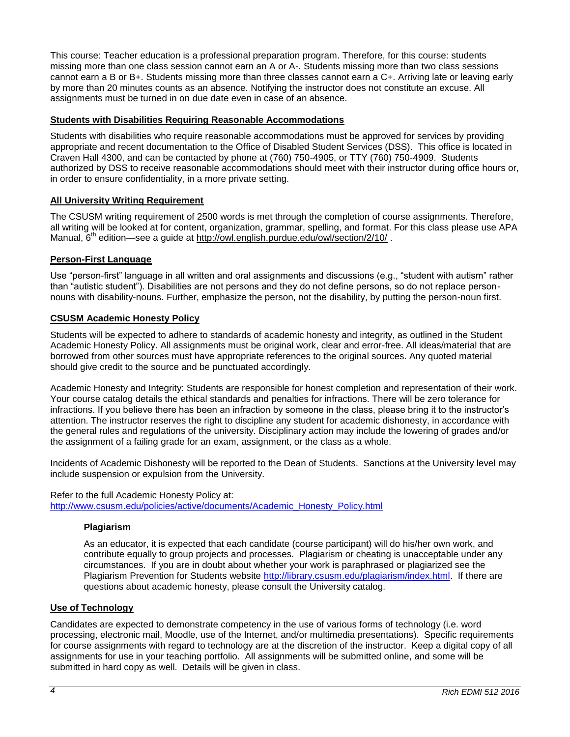This course: Teacher education is a professional preparation program. Therefore, for this course: students missing more than one class session cannot earn an A or A-. Students missing more than two class sessions cannot earn a B or B+. Students missing more than three classes cannot earn a C+. Arriving late or leaving early by more than 20 minutes counts as an absence. Notifying the instructor does not constitute an excuse. All assignments must be turned in on due date even in case of an absence.

## Students with Disabilities Requiring Reasonable Accommodations

Students with disabilities who require reasonable accommodations must be approved for services by providing appropriate and recent documentation to the Office of Disabled Student Services (DSS). This office is located in Craven Hall 4300, and can be contacted by phone at (760) 750-4905, or TTY (760) 750-4909. Students authorized by DSS to receive reasonable accommodations should meet with their instructor during office hours or, in order to ensure confidentiality, in a more private setting.

## All University Writing Requirement

The CSUSM writing requirement of 2500 words is met through the completion of course assignments. Therefore, all writing will be looked at for content, organization, grammar, spelling, and format. For this class please use APA Manual, 6th edition—see a guide at http://owl.english.purdue.edu/owl/section/2/10/ .

## Person-First Language

Use "person-first" language in all written and oral assignments and discussions (e.g., "student with autism" rather than "autistic student"). Disabilities are not persons and they do not define persons, so do not replace person-nouns with disability-nouns. Further, emphasize the person, not the disability, by putting the person-noun first.

## CSUSM Academic Honesty Policy

Students will be expected to adhere to standards of academic honesty and integrity, as outlined in the Student Academic Honesty Policy. All assignments must be original work, clear and error-free. All ideas/material that are borrowed from other sources must have appropriate references to the original sources. Any quoted material should give credit to the source and be punctuated accordingly.

Academic Honesty and Integrity: Students are responsible for honest completion and representation of their work. Your course catalog details the ethical standards and penalties for infractions. There will be zero tolerance for infractions. If you believe there has been an infraction by someone in the class, please bring it to the instructor's attention. The instructor reserves the right to discipline any student for academic dishonesty, in accordance with the general rules and regulations of the university. Disciplinary action may include the lowering of grades and/or the assignment of a failing grade for an exam, assignment, or the class as a whole.

Incidents of Academic Dishonesty will be reported to the Dean of Students. Sanctions at the University level may include suspension or expulsion from the University.

Refer to the full Academic Honesty Policy at:
http://www.csusm.edu/policies/active/documents/Academic_Honesty_Policy.html

### Plagiarism

As an educator, it is expected that each candidate (course participant) will do his/her own work, and contribute equally to group projects and processes. Plagiarism or cheating is unacceptable under any circumstances. If you are in doubt about whether your work is paraphrased or plagiarized see the Plagiarism Prevention for Students website http://library.csusm.edu/plagiarism/index.html. If there are questions about academic honesty, please consult the University catalog.

## Use of Technology

Candidates are expected to demonstrate competency in the use of various forms of technology (i.e. word processing, electronic mail, Moodle, use of the Internet, and/or multimedia presentations). Specific requirements for course assignments with regard to technology are at the discretion of the instructor. Keep a digital copy of all assignments for use in your teaching portfolio. All assignments will be submitted online, and some will be submitted in hard copy as well. Details will be given in class.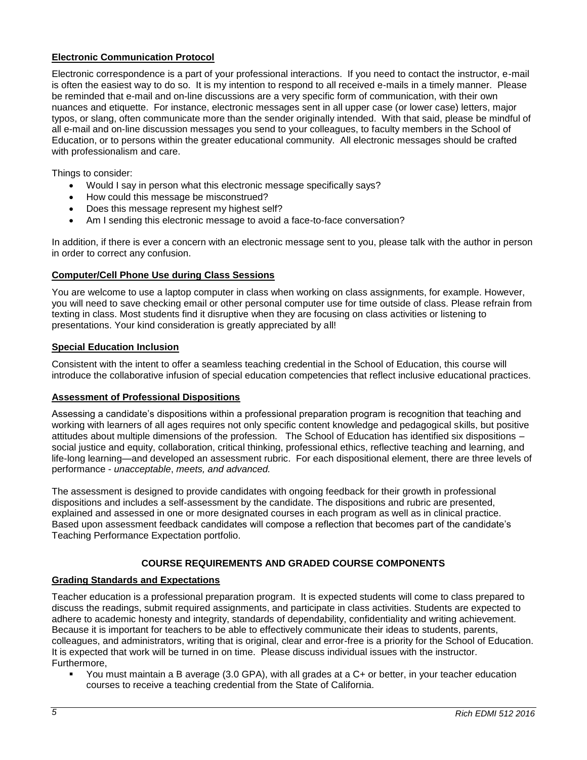**Electronic Communication Protocol**

Electronic correspondence is a part of your professional interactions. If you need to contact the instructor, e-mail is often the easiest way to do so. It is my intention to respond to all received e-mails in a timely manner. Please be reminded that e-mail and on-line discussions are a very specific form of communication, with their own nuances and etiquette. For instance, electronic messages sent in all upper case (or lower case) letters, major typos, or slang, often communicate more than the sender originally intended. With that said, please be mindful of all e-mail and on-line discussion messages you send to your colleagues, to faculty members in the School of Education, or to persons within the greater educational community. All electronic messages should be crafted with professionalism and care.

Things to consider:

- Would I say in person what this electronic message specifically says?
- How could this message be misconstrued?
- Does this message represent my highest self?
- Am I sending this electronic message to avoid a face-to-face conversation?

In addition, if there is ever a concern with an electronic message sent to you, please talk with the author in person in order to correct any confusion.

**Computer/Cell Phone Use during Class Sessions**

You are welcome to use a laptop computer in class when working on class assignments, for example. However, you will need to save checking email or other personal computer use for time outside of class. Please refrain from texting in class. Most students find it disruptive when they are focusing on class activities or listening to presentations. Your kind consideration is greatly appreciated by all!

**Special Education Inclusion**

Consistent with the intent to offer a seamless teaching credential in the School of Education, this course will introduce the collaborative infusion of special education competencies that reflect inclusive educational practices.

**Assessment of Professional Dispositions**

Assessing a candidate's dispositions within a professional preparation program is recognition that teaching and working with learners of all ages requires not only specific content knowledge and pedagogical skills, but positive attitudes about multiple dimensions of the profession. The School of Education has identified six dispositions – social justice and equity, collaboration, critical thinking, professional ethics, reflective teaching and learning, and life-long learning—and developed an assessment rubric. For each dispositional element, there are three levels of performance - *unacceptable*, *meets, and advanced.*

The assessment is designed to provide candidates with ongoing feedback for their growth in professional dispositions and includes a self-assessment by the candidate. The dispositions and rubric are presented, explained and assessed in one or more designated courses in each program as well as in clinical practice. Based upon assessment feedback candidates will compose a reflection that becomes part of the candidate's Teaching Performance Expectation portfolio.

## COURSE REQUIREMENTS AND GRADED COURSE COMPONENTS

**Grading Standards and Expectations**

Teacher education is a professional preparation program. It is expected students will come to class prepared to discuss the readings, submit required assignments, and participate in class activities. Students are expected to adhere to academic honesty and integrity, standards of dependability, confidentiality and writing achievement. Because it is important for teachers to be able to effectively communicate their ideas to students, parents, colleagues, and administrators, writing that is original, clear and error-free is a priority for the School of Education. It is expected that work will be turned in on time. Please discuss individual issues with the instructor. Furthermore,

- You must maintain a B average (3.0 GPA), with all grades at a C+ or better, in your teacher education courses to receive a teaching credential from the State of California.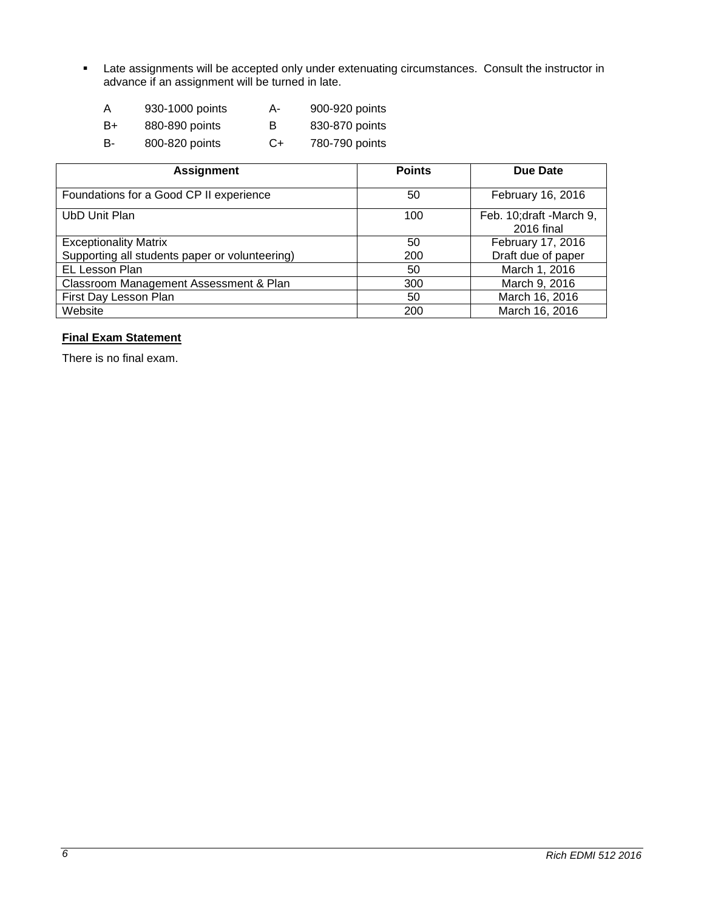- Late assignments will be accepted only under extenuating circumstances. Consult the instructor in advance if an assignment will be turned in late.

| | | | |
|---|---|---|---|
| A | 930-1000 points | A- | 900-920 points |
| B+ | 880-890 points | B | 830-870 points |
| B- | 800-820 points | C+ | 780-790 points |

| Assignment | Points | Due Date |
|---|---|---|
| Foundations for a Good CP II experience | 50 | February 16, 2016 |
| UbD Unit Plan | 100 | Feb. 10;draft -March 9, 2016 final |
| Exceptionality Matrix | 50 | February 17, 2016 |
| Supporting all students paper or volunteering) | 200 | Draft due of paper |
| EL Lesson Plan | 50 | March 1, 2016 |
| Classroom Management Assessment & Plan | 300 | March 9, 2016 |
| First Day Lesson Plan | 50 | March 16, 2016 |
| Website | 200 | March 16, 2016 |

**Final Exam Statement**

There is no final exam.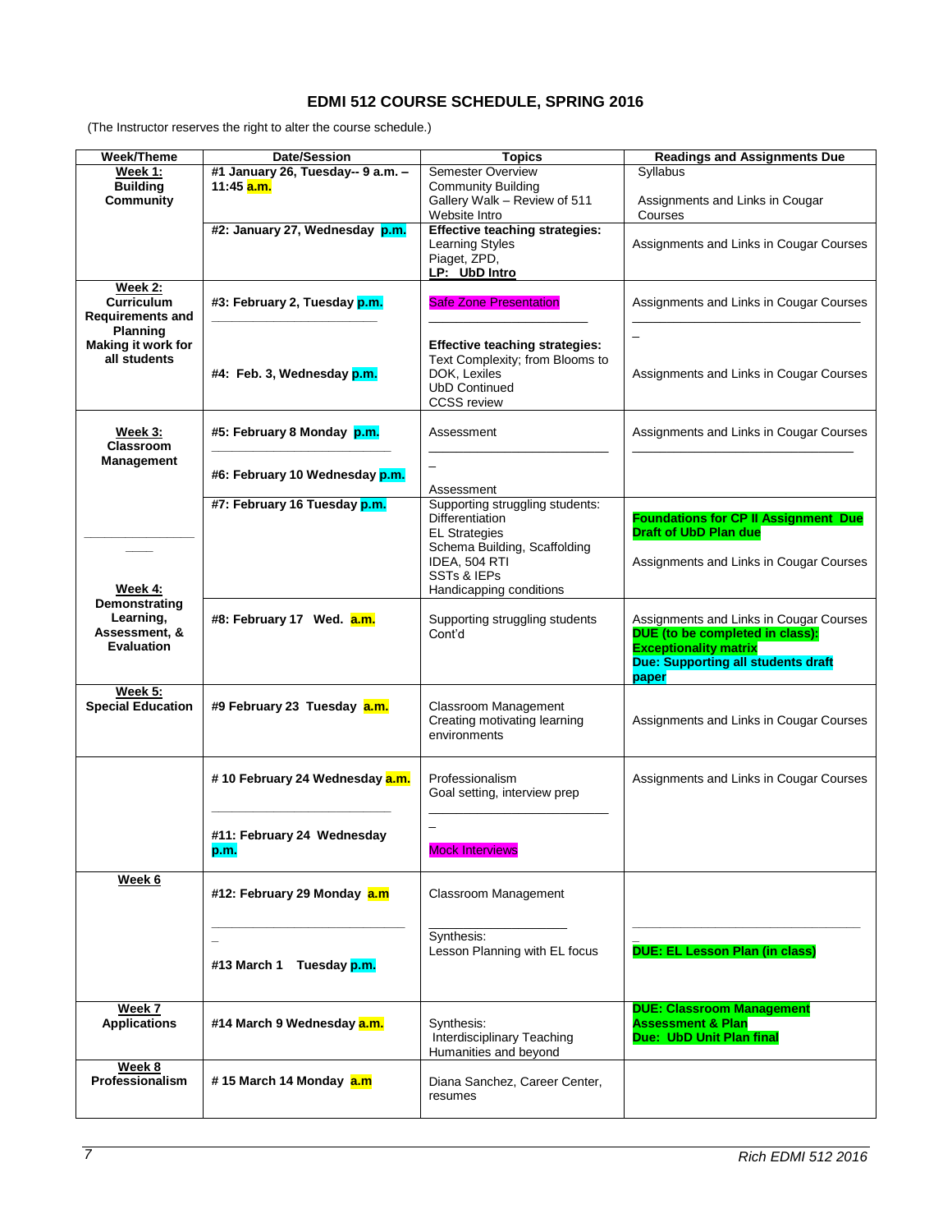## EDMI 512 COURSE SCHEDULE, SPRING 2016

(The Instructor reserves the right to alter the course schedule.)

| Week/Theme | Date/Session | Topics | Readings and Assignments Due |
|---|---|---|---|
| **Week 1: Building Community** | **#1 January 26, Tuesday-- 9 a.m. – 11:45 a.m.** | Semester Overview<br>Community Building<br>Gallery Walk – Review of 511<br>Website Intro | Syllabus<br><br>Assignments and Links in Cougar Courses |
| | **#2: January 27, Wednesday p.m.** | **Effective teaching strategies:**<br>Learning Styles<br>Piaget, ZPD,<br>**LP: UbD Intro** | Assignments and Links in Cougar Courses |
| **Week 2: Curriculum Requirements and Planning Making it work for all students** | **#3: February 2, Tuesday p.m.** | Safe Zone Presentation | Assignments and Links in Cougar Courses |
| | **#4: Feb. 3, Wednesday p.m.** | **Effective teaching strategies:**<br>Text Complexity; from Blooms to DOK, Lexiles<br>UbD Continued<br>CCSS review | Assignments and Links in Cougar Courses |
| **Week 3: Classroom Management** | **#5: February 8 Monday p.m.** | Assessment | Assignments and Links in Cougar Courses |
| | **#6: February 10 Wednesday p.m.** | Assessment | |
| | **#7: February 16 Tuesday p.m.** | Supporting struggling students:<br>Differentiation<br>EL Strategies<br>Schema Building, Scaffolding<br>IDEA, 504 RTI<br>SSTs & IEPs<br>Handicapping conditions | **Foundations for CP II Assignment Due**<br>**Draft of UbD Plan due**<br><br>Assignments and Links in Cougar Courses |
| **Week 4: Demonstrating Learning, Assessment, & Evaluation** | **#8: February 17 Wed. a.m.** | Supporting struggling students Cont'd | Assignments and Links in Cougar Courses<br>**DUE (to be completed in class): Exceptionality matrix**<br>**Due: Supporting all students draft paper** |
| **Week 5: Special Education** | **#9 February 23 Tuesday a.m.** | Classroom Management<br>Creating motivating learning environments | Assignments and Links in Cougar Courses |
| | **# 10 February 24 Wednesday a.m.** | Professionalism<br>Goal setting, interview prep | Assignments and Links in Cougar Courses |
| | **#11: February 24 Wednesday p.m.** | Mock Interviews | |
| **Week 6** | **#12: February 29 Monday a.m** | Classroom Management | |
| | **#13 March 1 Tuesday p.m.** | Synthesis:<br>Lesson Planning with EL focus | **DUE: EL Lesson Plan (in class)** |
| **Week 7 Applications** | **#14 March 9 Wednesday a.m.** | Synthesis:<br>Interdisciplinary Teaching<br>Humanities and beyond | **DUE: Classroom Management Assessment & Plan**<br>**Due: UbD Unit Plan final** |
| **Week 8 Professionalism** | **# 15 March 14 Monday a.m** | Diana Sanchez, Career Center, resumes | |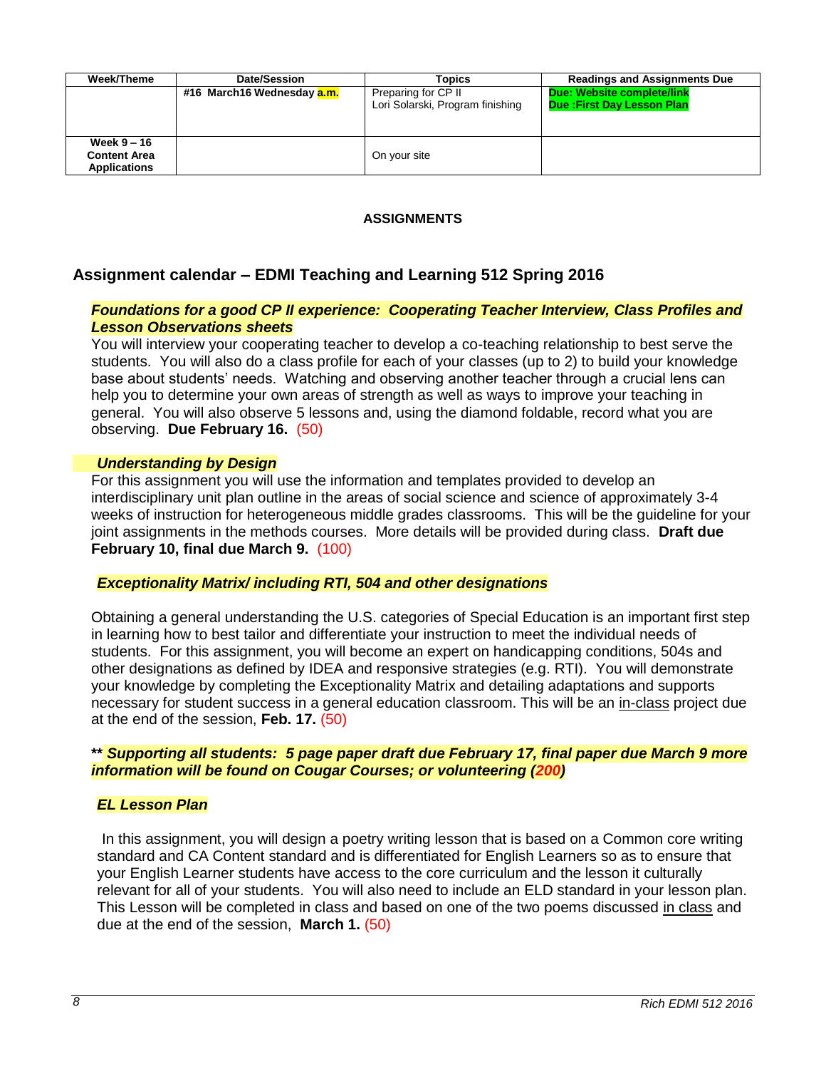| Week/Theme | Date/Session | Topics | Readings and Assignments Due |
|---|---|---|---|
| | #16 March16 Wednesday a.m. | Preparing for CP II<br>Lori Solarski, Program finishing | Due: Website complete/link<br>Due :First Day Lesson Plan |
| Week 9 – 16<br>Content Area Applications | | On your site | |

**ASSIGNMENTS**

## Assignment calendar – EDMI Teaching and Learning 512 Spring 2016

***Foundations for a good CP II experience: Cooperating Teacher Interview, Class Profiles and Lesson Observations sheets***

You will interview your cooperating teacher to develop a co-teaching relationship to best serve the students. You will also do a class profile for each of your classes (up to 2) to build your knowledge base about students' needs. Watching and observing another teacher through a crucial lens can help you to determine your own areas of strength as well as ways to improve your teaching in general. You will also observe 5 lessons and, using the diamond foldable, record what you are observing. **Due February 16.** (50)

***Understanding by Design***

For this assignment you will use the information and templates provided to develop an interdisciplinary unit plan outline in the areas of social science and science of approximately 3-4 weeks of instruction for heterogeneous middle grades classrooms. This will be the guideline for your joint assignments in the methods courses. More details will be provided during class. **Draft due February 10, final due March 9.** (100)

***Exceptionality Matrix/ including RTI, 504 and other designations***

Obtaining a general understanding the U.S. categories of Special Education is an important first step in learning how to best tailor and differentiate your instruction to meet the individual needs of students. For this assignment, you will become an expert on handicapping conditions, 504s and other designations as defined by IDEA and responsive strategies (e.g. RTI). You will demonstrate your knowledge by completing the Exceptionality Matrix and detailing adaptations and supports necessary for student success in a general education classroom. This will be an <u>in-class</u> project due at the end of the session, **Feb. 17.** (50)

**** Supporting all students: 5 page paper draft due February 17, final paper due March 9 more information will be found on Cougar Courses; or volunteering (200)***

***EL Lesson Plan***

In this assignment, you will design a poetry writing lesson that is based on a Common core writing standard and CA Content standard and is differentiated for English Learners so as to ensure that your English Learner students have access to the core curriculum and the lesson it culturally relevant for all of your students. You will also need to include an ELD standard in your lesson plan. This Lesson will be completed in class and based on one of the two poems discussed <u>in class</u> and due at the end of the session, **March 1.** (50)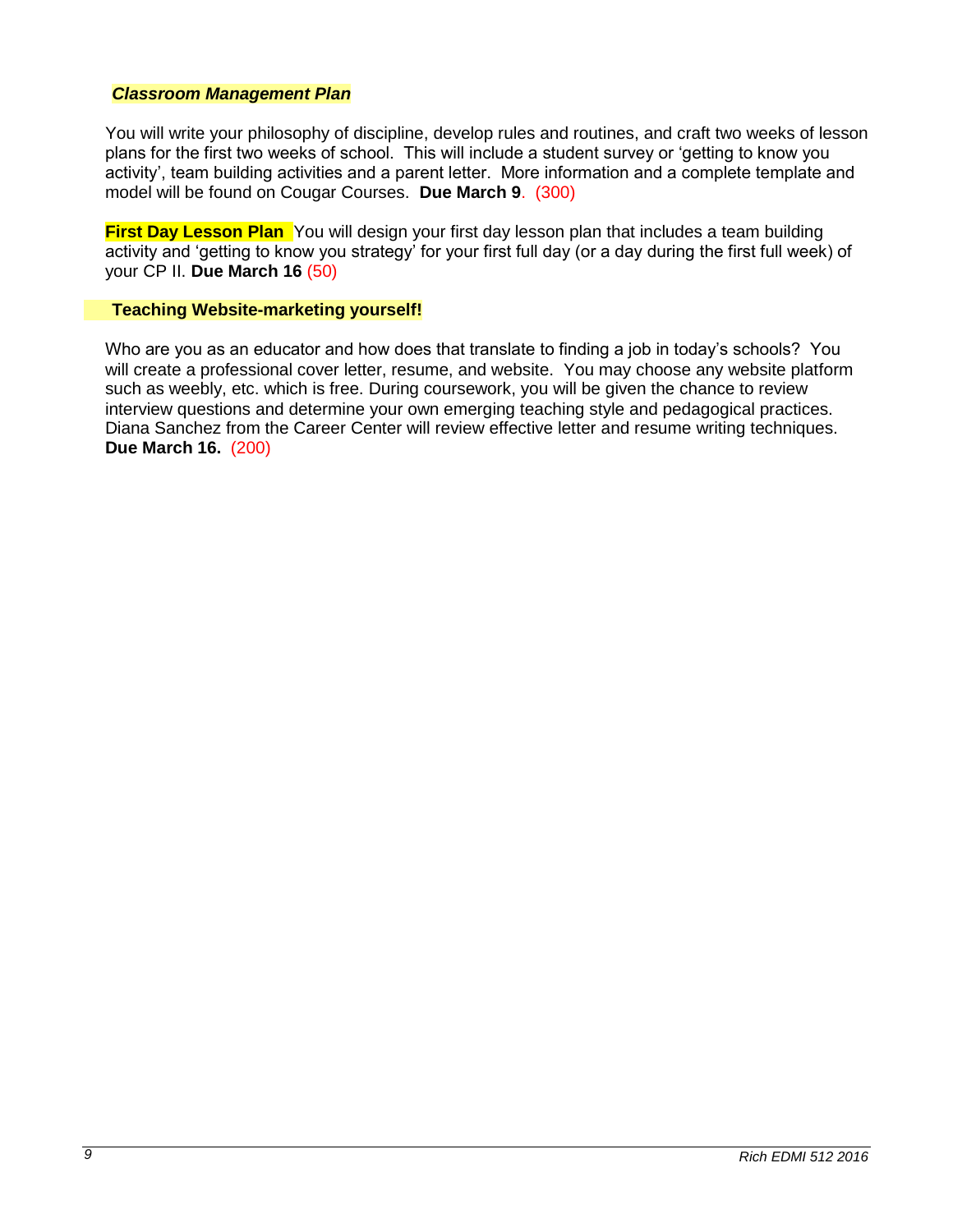***Classroom Management Plan***

You will write your philosophy of discipline, develop rules and routines, and craft two weeks of lesson plans for the first two weeks of school. This will include a student survey or 'getting to know you activity', team building activities and a parent letter. More information and a complete template and model will be found on Cougar Courses. **Due March 9**. (300)

**First Day Lesson Plan** You will design your first day lesson plan that includes a team building activity and 'getting to know you strategy' for your first full day (or a day during the first full week) of your CP II. **Due March 16** (50)

**Teaching Website-marketing yourself!**

Who are you as an educator and how does that translate to finding a job in today's schools? You will create a professional cover letter, resume, and website. You may choose any website platform such as weebly, etc. which is free. During coursework, you will be given the chance to review interview questions and determine your own emerging teaching style and pedagogical practices. Diana Sanchez from the Career Center will review effective letter and resume writing techniques. **Due March 16.** (200)